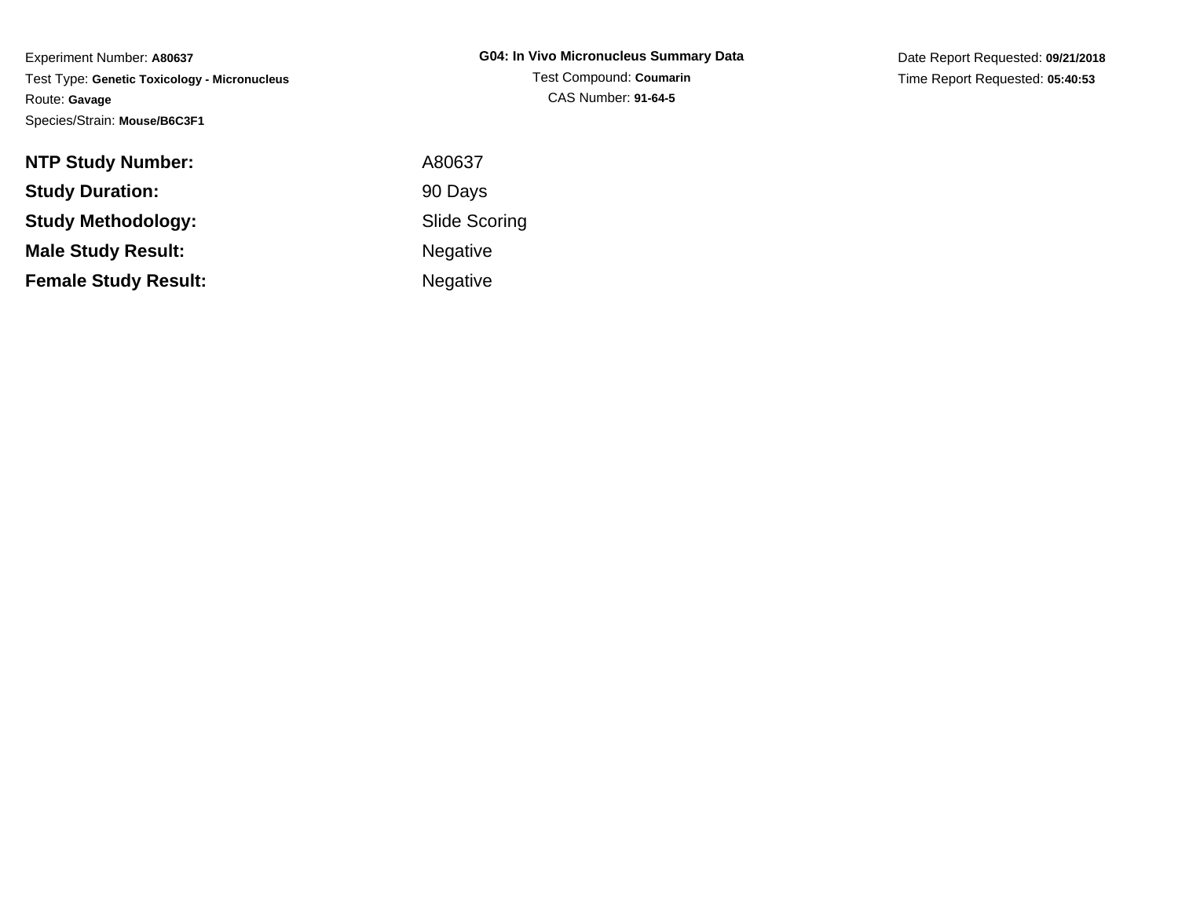Experiment Number: **A80637**
Test Type: **Genetic Toxicology - Micronucleus**
Route: **Gavage**
Species/Strain: **Mouse/B6C3F1**

**G04: In Vivo Micronucleus Summary Data**
Test Compound: **Coumarin**
CAS Number: **91-64-5**

Date Report Requested: **09/21/2018**
Time Report Requested: **05:40:53**

| | |
|---|---|
| **NTP Study Number:** | A80637 |
| **Study Duration:** | 90 Days |
| **Study Methodology:** | Slide Scoring |
| **Male Study Result:** | Negative |
| **Female Study Result:** | Negative |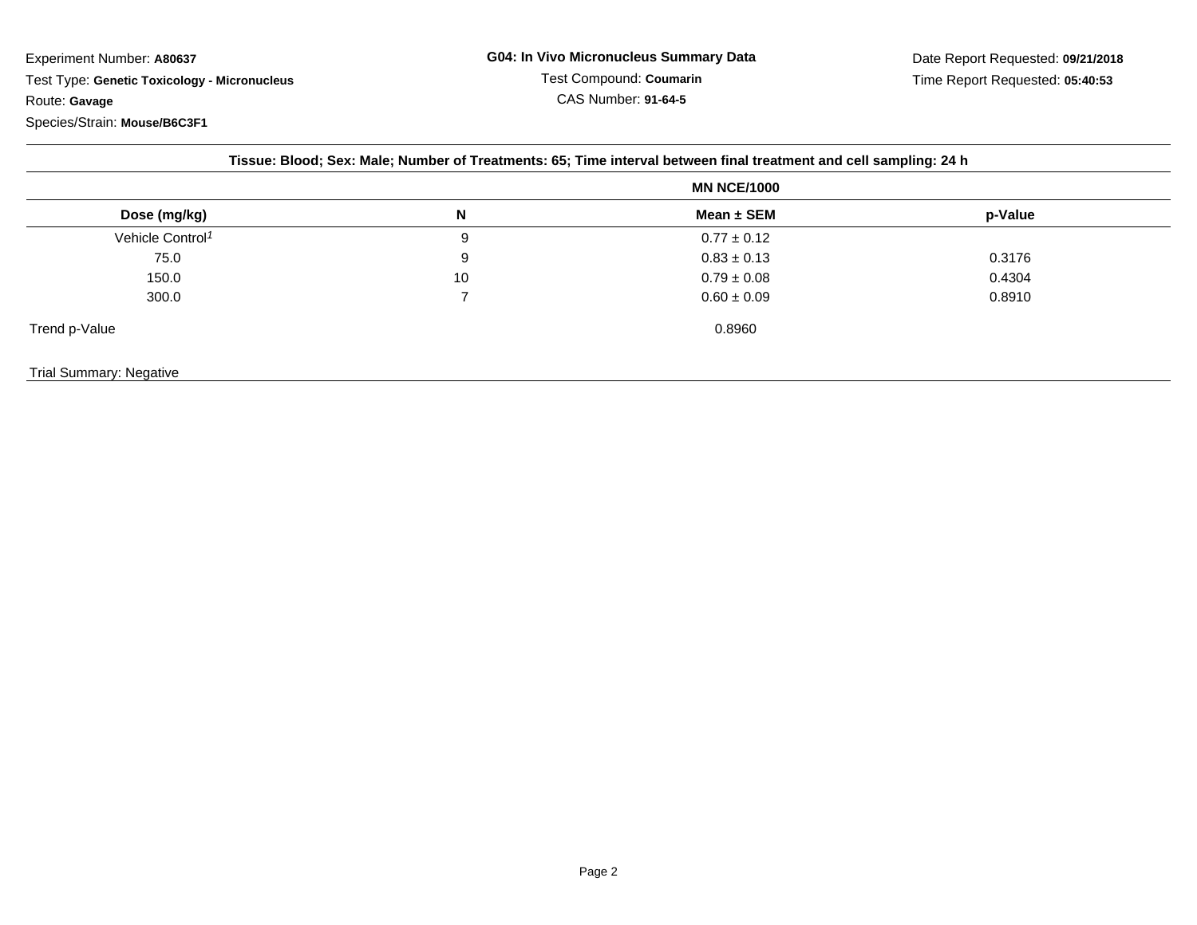Experiment Number: **A80637**

Test Type: **Genetic Toxicology - Micronucleus**

Route: **Gavage**

Species/Strain: **Mouse/B6C3F1**

**G04: In Vivo Micronucleus Summary Data**

Test Compound: **Coumarin**

CAS Number: **91-64-5**

Date Report Requested: **09/21/2018**

Time Report Requested: **05:40:53**

**Tissue: Blood; Sex: Male; Number of Treatments: 65; Time interval between final treatment and cell sampling: 24 h**

| | | MN NCE/1000 | |
|---|---|---|---|
| **Dose (mg/kg)** | **N** | **Mean ± SEM** | **p-Value** |
| Vehicle Control[1] | 9 | 0.77 ± 0.12 | |
| 75.0 | 9 | 0.83 ± 0.13 | 0.3176 |
| 150.0 | 10 | 0.79 ± 0.08 | 0.4304 |
| 300.0 | 7 | 0.60 ± 0.09 | 0.8910 |
| Trend p-Value | | 0.8960 | |

Trial Summary: Negative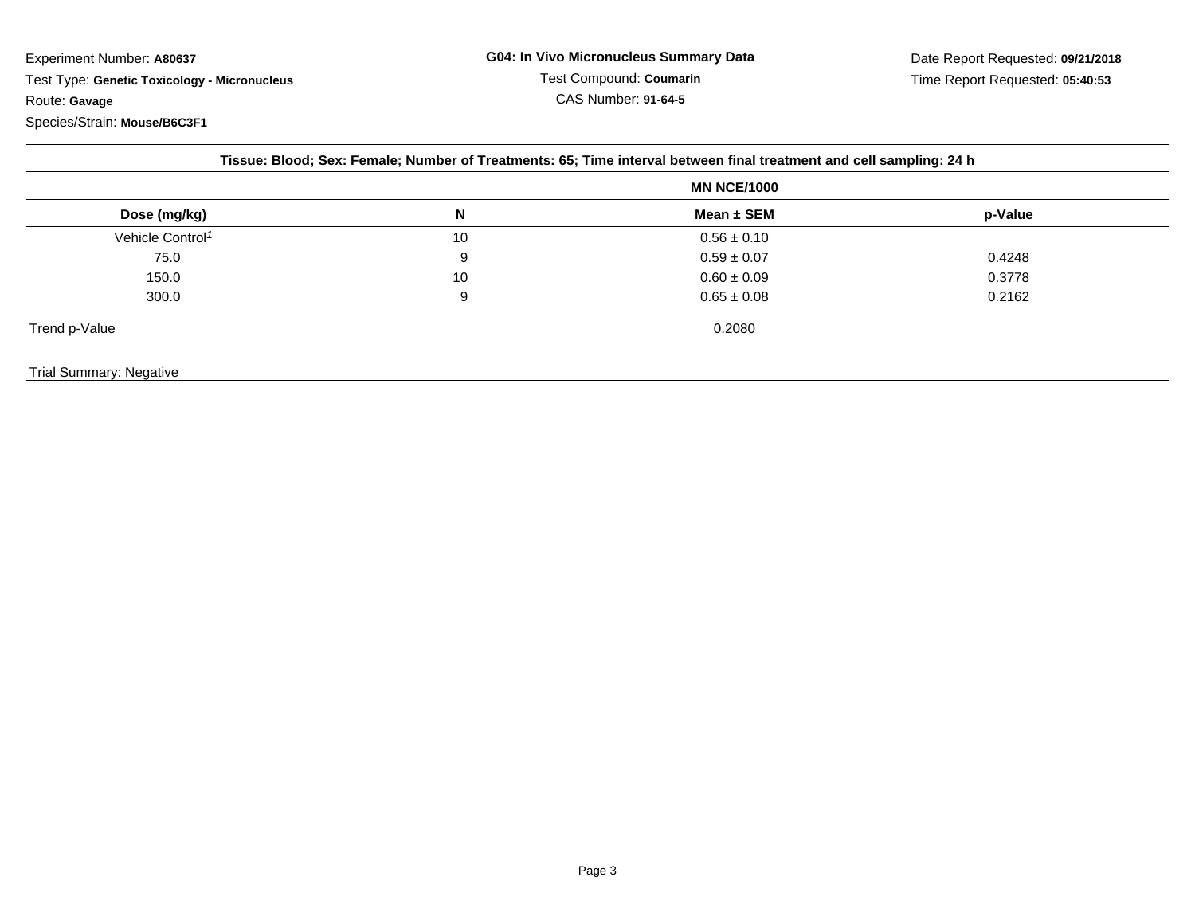Experiment Number: **A80637**

Test Type: **Genetic Toxicology - Micronucleus**

Route: **Gavage**

Species/Strain: **Mouse/B6C3F1**

**G04: In Vivo Micronucleus Summary Data**

Test Compound: **Coumarin**

CAS Number: **91-64-5**

Date Report Requested: **09/21/2018**

Time Report Requested: **05:40:53**

**Tissue: Blood; Sex: Female; Number of Treatments: 65; Time interval between final treatment and cell sampling: 24 h**

| | | MN NCE/1000 | |
|---|---|---|---|
| **Dose (mg/kg)** | **N** | **Mean ± SEM** | **p-Value** |
| Vehicle Control[1] | 10 | 0.56 ± 0.10 | |
| 75.0 | 9 | 0.59 ± 0.07 | 0.4248 |
| 150.0 | 10 | 0.60 ± 0.09 | 0.3778 |
| 300.0 | 9 | 0.65 ± 0.08 | 0.2162 |
| Trend p-Value | | 0.2080 | |

Trial Summary: Negative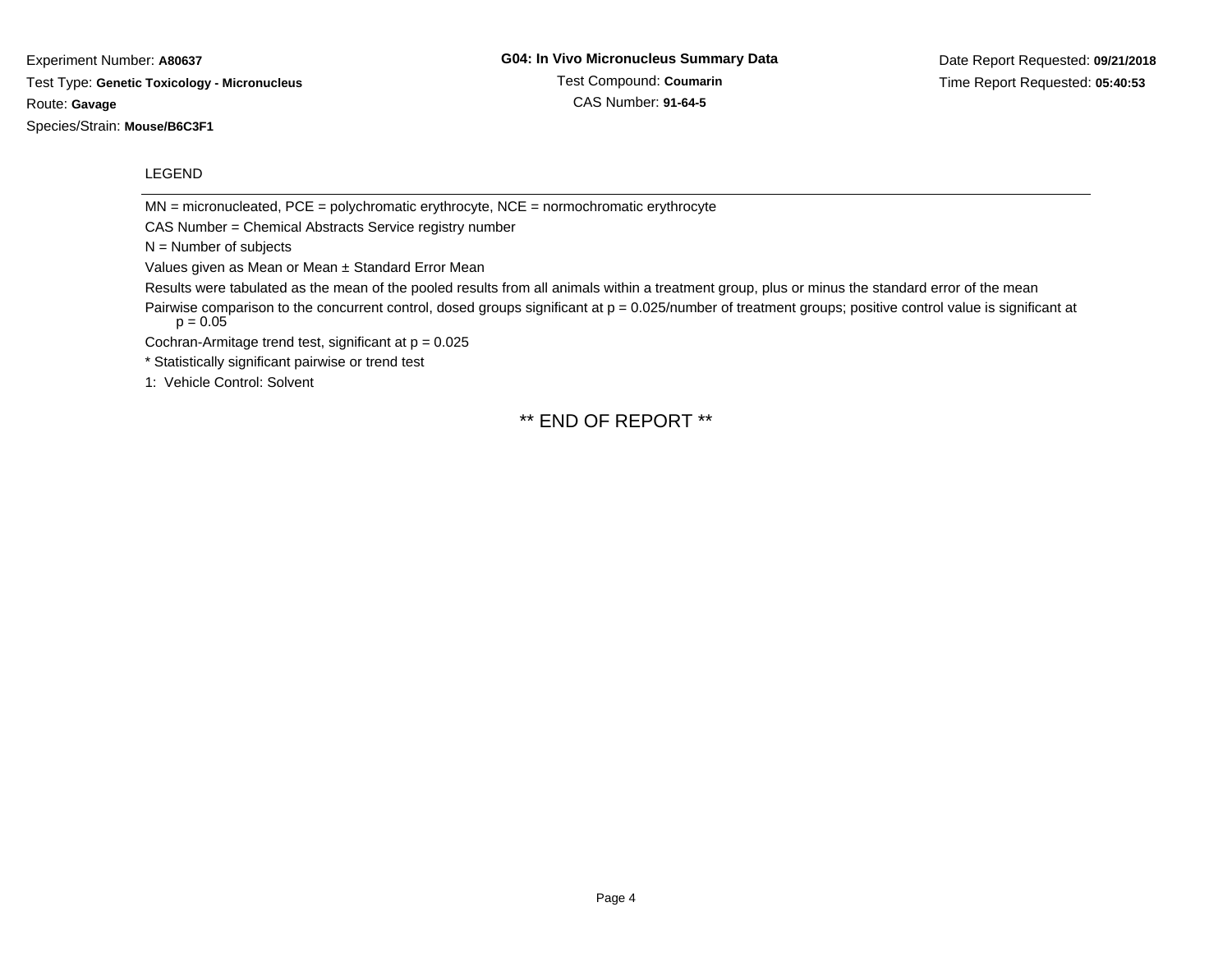Experiment Number: **A80637**

Test Type: **Genetic Toxicology - Micronucleus**

Route: **Gavage**

Species/Strain: **Mouse/B6C3F1**

**G04: In Vivo Micronucleus Summary Data**

Test Compound: **Coumarin**

CAS Number: **91-64-5**

Date Report Requested: **09/21/2018**

Time Report Requested: **05:40:53**

LEGEND

MN = micronucleated, PCE = polychromatic erythrocyte, NCE = normochromatic erythrocyte

CAS Number = Chemical Abstracts Service registry number

N = Number of subjects

Values given as Mean or Mean ± Standard Error Mean

Results were tabulated as the mean of the pooled results from all animals within a treatment group, plus or minus the standard error of the mean

Pairwise comparison to the concurrent control, dosed groups significant at $p = 0.025$/number of treatment groups; positive control value is significant at $p = 0.05$

Cochran-Armitage trend test, significant at $p = 0.025$

* Statistically significant pairwise or trend test

1: Vehicle Control: Solvent

** END OF REPORT **